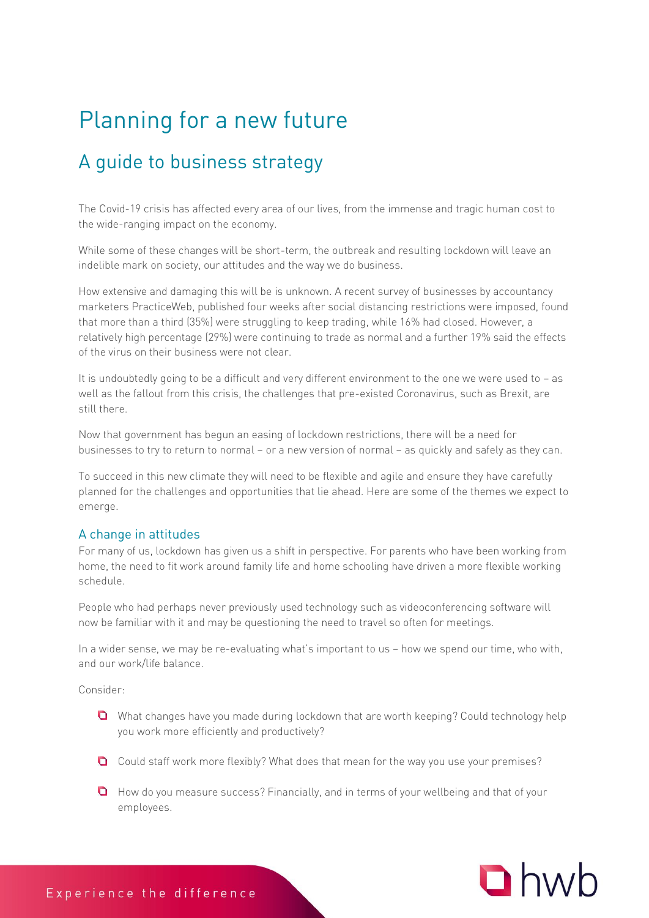# Planning for a new future

## A guide to business strategy

The Covid-19 crisis has affected every area of our lives, from the immense and tragic human cost to the wide-ranging impact on the economy.

While some of these changes will be short-term, the outbreak and resulting lockdown will leave an indelible mark on society, our attitudes and the way we do business.

How extensive and damaging this will be is unknown. A recent survey of businesses by accountancy marketers PracticeWeb, published four weeks after social distancing restrictions were imposed, found that more than a third (35%) were struggling to keep trading, while 16% had closed. However, a relatively high percentage (29%) were continuing to trade as normal and a further 19% said the effects of the virus on their business were not clear.

It is undoubtedly going to be a difficult and very different environment to the one we were used to – as well as the fallout from this crisis, the challenges that pre-existed Coronavirus, such as Brexit, are still there.

Now that government has begun an easing of lockdown restrictions, there will be a need for businesses to try to return to normal – or a new version of normal – as quickly and safely as they can.

To succeed in this new climate they will need to be flexible and agile and ensure they have carefully planned for the challenges and opportunities that lie ahead. Here are some of the themes we expect to emerge.

### A change in attitudes

For many of us, lockdown has given us a shift in perspective. For parents who have been working from home, the need to fit work around family life and home schooling have driven a more flexible working schedule.

People who had perhaps never previously used technology such as videoconferencing software will now be familiar with it and may be questioning the need to travel so often for meetings.

In a wider sense, we may be re-evaluating what's important to us – how we spend our time, who with, and our work/life balance.

Consider:

- What changes have you made during lockdown that are worth keeping? Could technology help you work more efficiently and productively?
- Could staff work more flexibly? What does that mean for the way you use your premises?
- How do you measure success? Financially, and in terms of your wellbeing and that of your employees.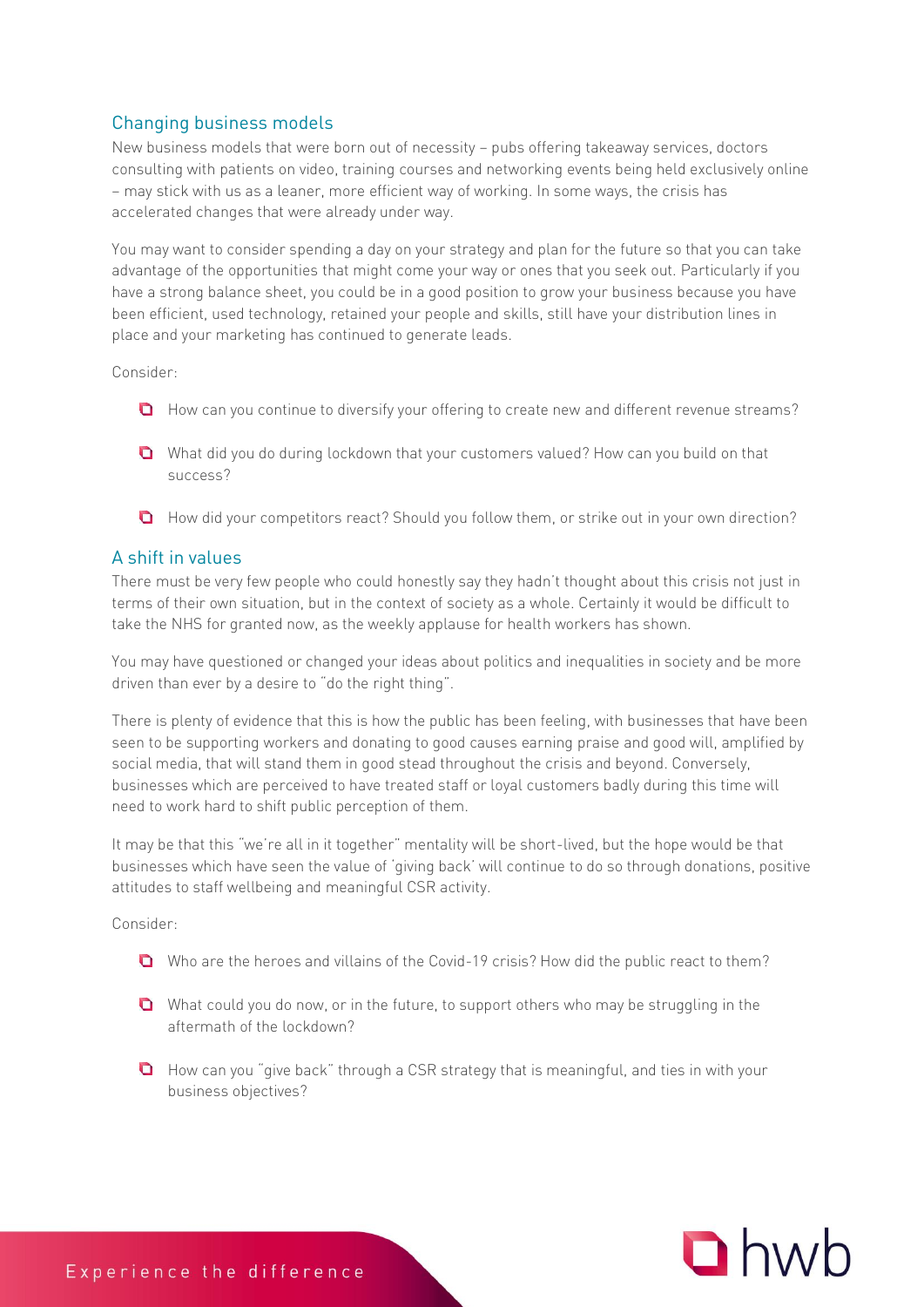## Changing business models

New business models that were born out of necessity – pubs offering takeaway services, doctors consulting with patients on video, training courses and networking events being held exclusively online – may stick with us as a leaner, more efficient way of working. In some ways, the crisis has accelerated changes that were already under way.

You may want to consider spending a day on your strategy and plan for the future so that you can take advantage of the opportunities that might come your way or ones that you seek out. Particularly if you have a strong balance sheet, you could be in a good position to grow your business because you have been efficient, used technology, retained your people and skills, still have your distribution lines in place and your marketing has continued to generate leads.

Consider:

- How can you continue to diversify your offering to create new and different revenue streams?
- What did you do during lockdown that your customers valued? How can you build on that success?
- How did your competitors react? Should you follow them, or strike out in your own direction?

## A shift in values

There must be very few people who could honestly say they hadn't thought about this crisis not just in terms of their own situation, but in the context of society as a whole. Certainly it would be difficult to take the NHS for granted now, as the weekly applause for health workers has shown.

You may have questioned or changed your ideas about politics and inequalities in society and be more driven than ever by a desire to "do the right thing".

There is plenty of evidence that this is how the public has been feeling, with businesses that have been seen to be supporting workers and donating to good causes earning praise and good will, amplified by social media, that will stand them in good stead throughout the crisis and beyond. Conversely, businesses which are perceived to have treated staff or loyal customers badly during this time will need to work hard to shift public perception of them.

It may be that this "we're all in it together" mentality will be short-lived, but the hope would be that businesses which have seen the value of 'giving back' will continue to do so through donations, positive attitudes to staff wellbeing and meaningful CSR activity.

Consider:

- Who are the heroes and villains of the Covid-19 crisis? How did the public react to them?
- What could you do now, or in the future, to support others who may be struggling in the aftermath of the lockdown?
- How can you "give back" through a CSR strategy that is meaningful, and ties in with your business objectives?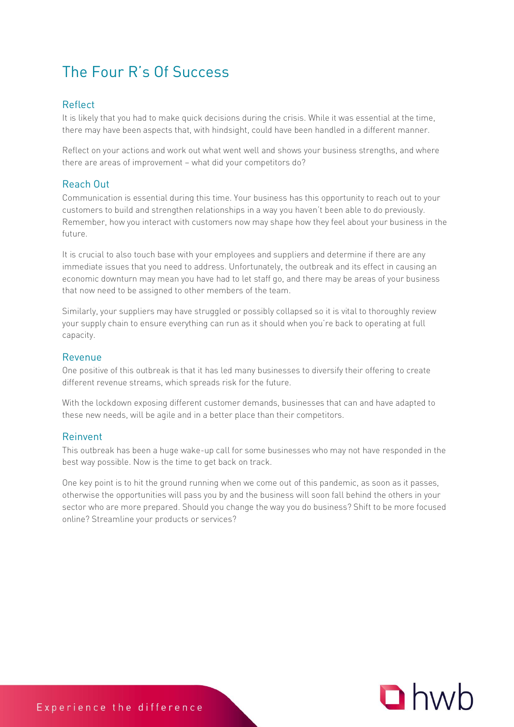# The Four R's Of Success

## Reflect

It is likely that you had to make quick decisions during the crisis. While it was essential at the time, there may have been aspects that, with hindsight, could have been handled in a different manner.

Reflect on your actions and work out what went well and shows your business strengths, and where there are areas of improvement – what did your competitors do?

## Reach Out

Communication is essential during this time. Your business has this opportunity to reach out to your customers to build and strengthen relationships in a way you haven't been able to do previously. Remember, how you interact with customers now may shape how they feel about your business in the future.

It is crucial to also touch base with your employees and suppliers and determine if there are any immediate issues that you need to address. Unfortunately, the outbreak and its effect in causing an economic downturn may mean you have had to let staff go, and there may be areas of your business that now need to be assigned to other members of the team.

Similarly, your suppliers may have struggled or possibly collapsed so it is vital to thoroughly review your supply chain to ensure everything can run as it should when you're back to operating at full capacity.

## Revenue

One positive of this outbreak is that it has led many businesses to diversify their offering to create different revenue streams, which spreads risk for the future.

With the lockdown exposing different customer demands, businesses that can and have adapted to these new needs, will be agile and in a better place than their competitors.

## Reinvent

This outbreak has been a huge wake-up call for some businesses who may not have responded in the best way possible. Now is the time to get back on track.

One key point is to hit the ground running when we come out of this pandemic, as soon as it passes, otherwise the opportunities will pass you by and the business will soon fall behind the others in your sector who are more prepared. Should you change the way you do business? Shift to be more focused online? Streamline your products or services?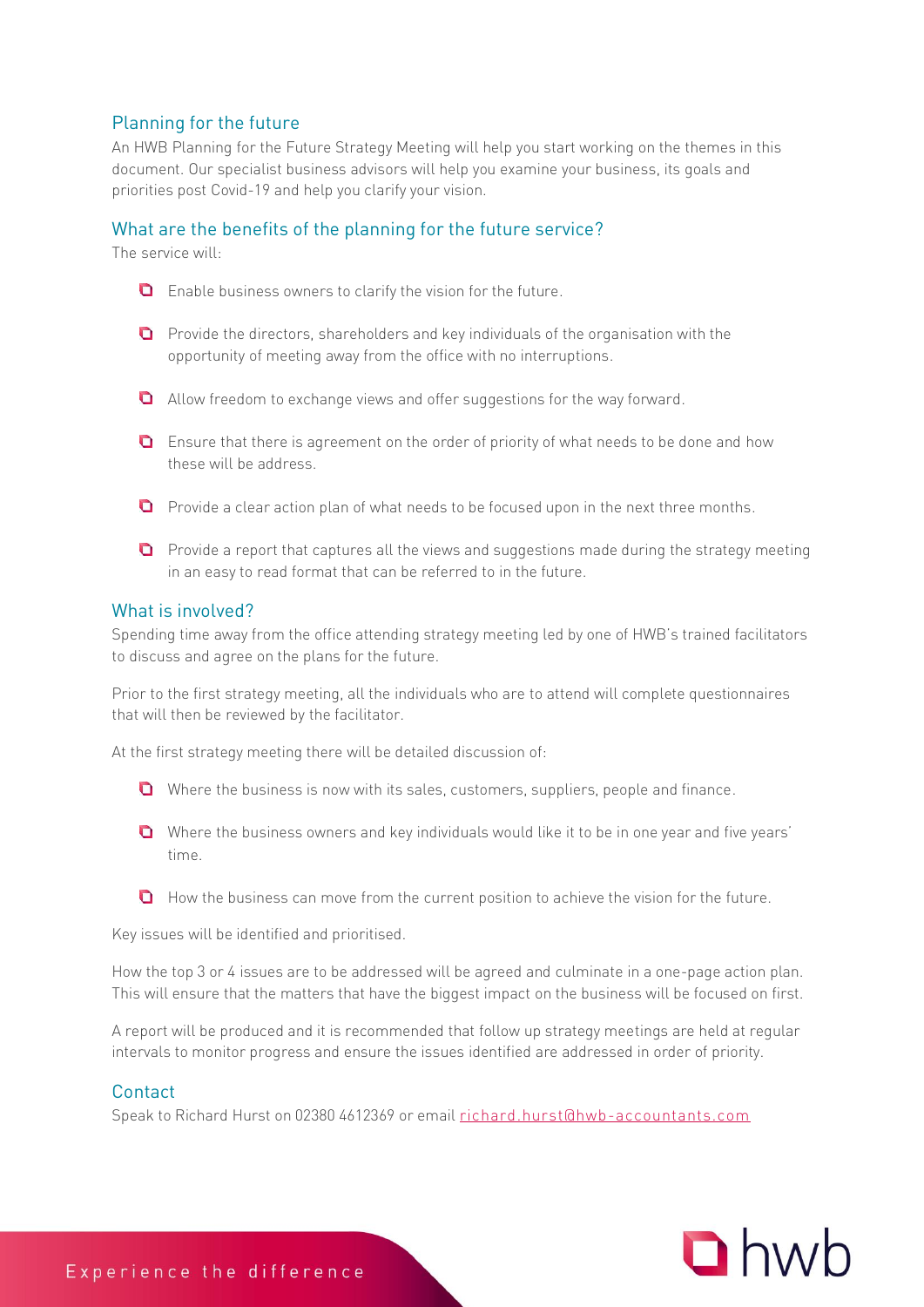## Planning for the future

An HWB Planning for the Future Strategy Meeting will help you start working on the themes in this document. Our specialist business advisors will help you examine your business, its goals and priorities post Covid-19 and help you clarify your vision.

## What are the benefits of the planning for the future service?

The service will:

- Enable business owners to clarify the vision for the future.
- Provide the directors, shareholders and key individuals of the organisation with the opportunity of meeting away from the office with no interruptions.
- Allow freedom to exchange views and offer suggestions for the way forward.
- Ensure that there is agreement on the order of priority of what needs to be done and how these will be address.
- Provide a clear action plan of what needs to be focused upon in the next three months.
- Provide a report that captures all the views and suggestions made during the strategy meeting in an easy to read format that can be referred to in the future.

## What is involved?

Spending time away from the office attending strategy meeting led by one of HWB's trained facilitators to discuss and agree on the plans for the future.

Prior to the first strategy meeting, all the individuals who are to attend will complete questionnaires that will then be reviewed by the facilitator.

At the first strategy meeting there will be detailed discussion of:

- Where the business is now with its sales, customers, suppliers, people and finance.
- Where the business owners and key individuals would like it to be in one year and five years' time.
- How the business can move from the current position to achieve the vision for the future.

Key issues will be identified and prioritised.

How the top 3 or 4 issues are to be addressed will be agreed and culminate in a one-page action plan. This will ensure that the matters that have the biggest impact on the business will be focused on first.

A report will be produced and it is recommended that follow up strategy meetings are held at regular intervals to monitor progress and ensure the issues identified are addressed in order of priority.

## Contact

Speak to Richard Hurst on 02380 4612369 or email richard.hurst@hwb-accountants.com

Experience the difference

hwb